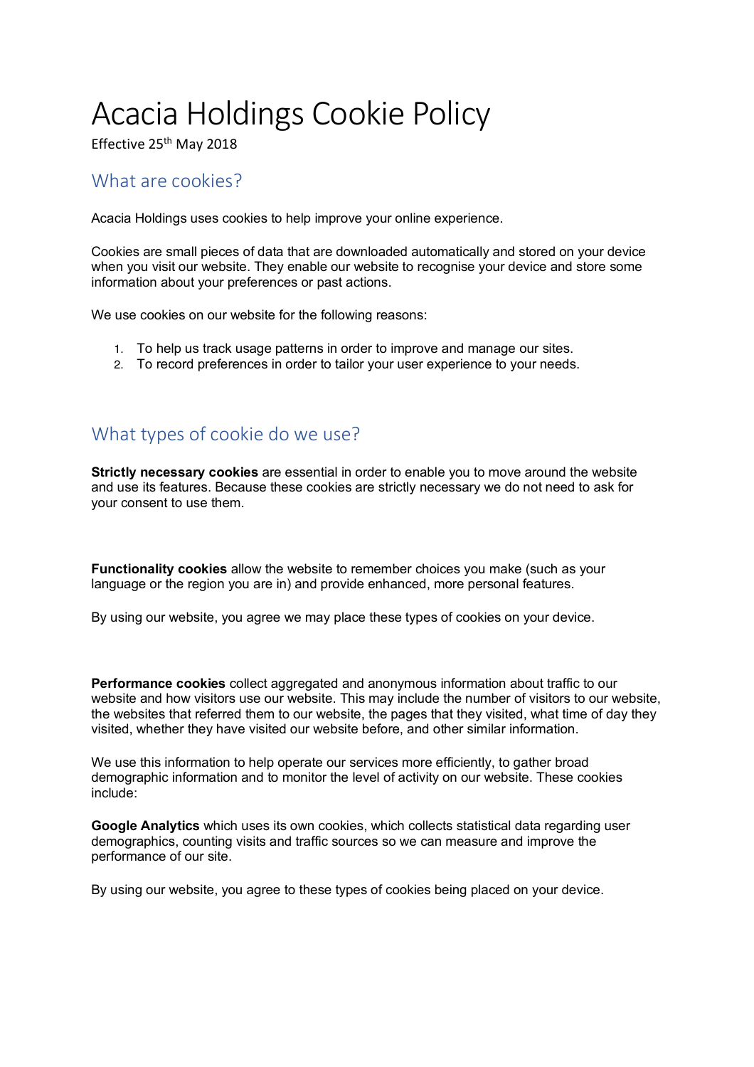# Acacia Holdings Cookie Policy

Effective 25th May 2018

## What are cookies?

Acacia Holdings uses cookies to help improve your online experience.

Cookies are small pieces of data that are downloaded automatically and stored on your device when you visit our website. They enable our website to recognise your device and store some information about your preferences or past actions.

We use cookies on our website for the following reasons:

1. To help us track usage patterns in order to improve and manage our sites.
2. To record preferences in order to tailor your user experience to your needs.

## What types of cookie do we use?

**Strictly necessary cookies** are essential in order to enable you to move around the website and use its features. Because these cookies are strictly necessary we do not need to ask for your consent to use them.

**Functionality cookies** allow the website to remember choices you make (such as your language or the region you are in) and provide enhanced, more personal features.

By using our website, you agree we may place these types of cookies on your device.

**Performance cookies** collect aggregated and anonymous information about traffic to our website and how visitors use our website. This may include the number of visitors to our website, the websites that referred them to our website, the pages that they visited, what time of day they visited, whether they have visited our website before, and other similar information.

We use this information to help operate our services more efficiently, to gather broad demographic information and to monitor the level of activity on our website. These cookies include:

**Google Analytics** which uses its own cookies, which collects statistical data regarding user demographics, counting visits and traffic sources so we can measure and improve the performance of our site.

By using our website, you agree to these types of cookies being placed on your device.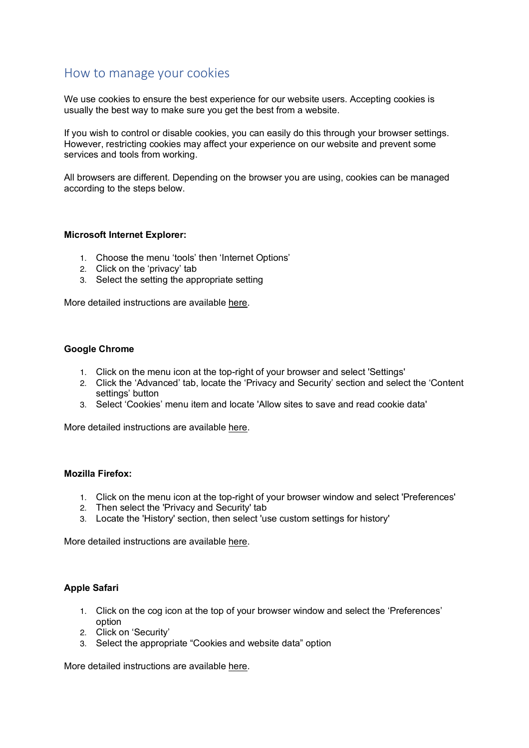## How to manage your cookies

We use cookies to ensure the best experience for our website users. Accepting cookies is usually the best way to make sure you get the best from a website.

If you wish to control or disable cookies, you can easily do this through your browser settings. However, restricting cookies may affect your experience on our website and prevent some services and tools from working.

All browsers are different. Depending on the browser you are using, cookies can be managed according to the steps below.

**Microsoft Internet Explorer:**

1. Choose the menu 'tools' then 'Internet Options'
2. Click on the 'privacy' tab
3. Select the setting the appropriate setting

More detailed instructions are available here.

**Google Chrome**

1. Click on the menu icon at the top-right of your browser and select 'Settings'
2. Click the 'Advanced' tab, locate the 'Privacy and Security' section and select the 'Content settings' button
3. Select 'Cookies' menu item and locate 'Allow sites to save and read cookie data'

More detailed instructions are available here.

**Mozilla Firefox:**

1. Click on the menu icon at the top-right of your browser window and select 'Preferences'
2. Then select the 'Privacy and Security' tab
3. Locate the 'History' section, then select 'use custom settings for history'

More detailed instructions are available here.

**Apple Safari**

1. Click on the cog icon at the top of your browser window and select the 'Preferences' option
2. Click on 'Security'
3. Select the appropriate "Cookies and website data" option

More detailed instructions are available here.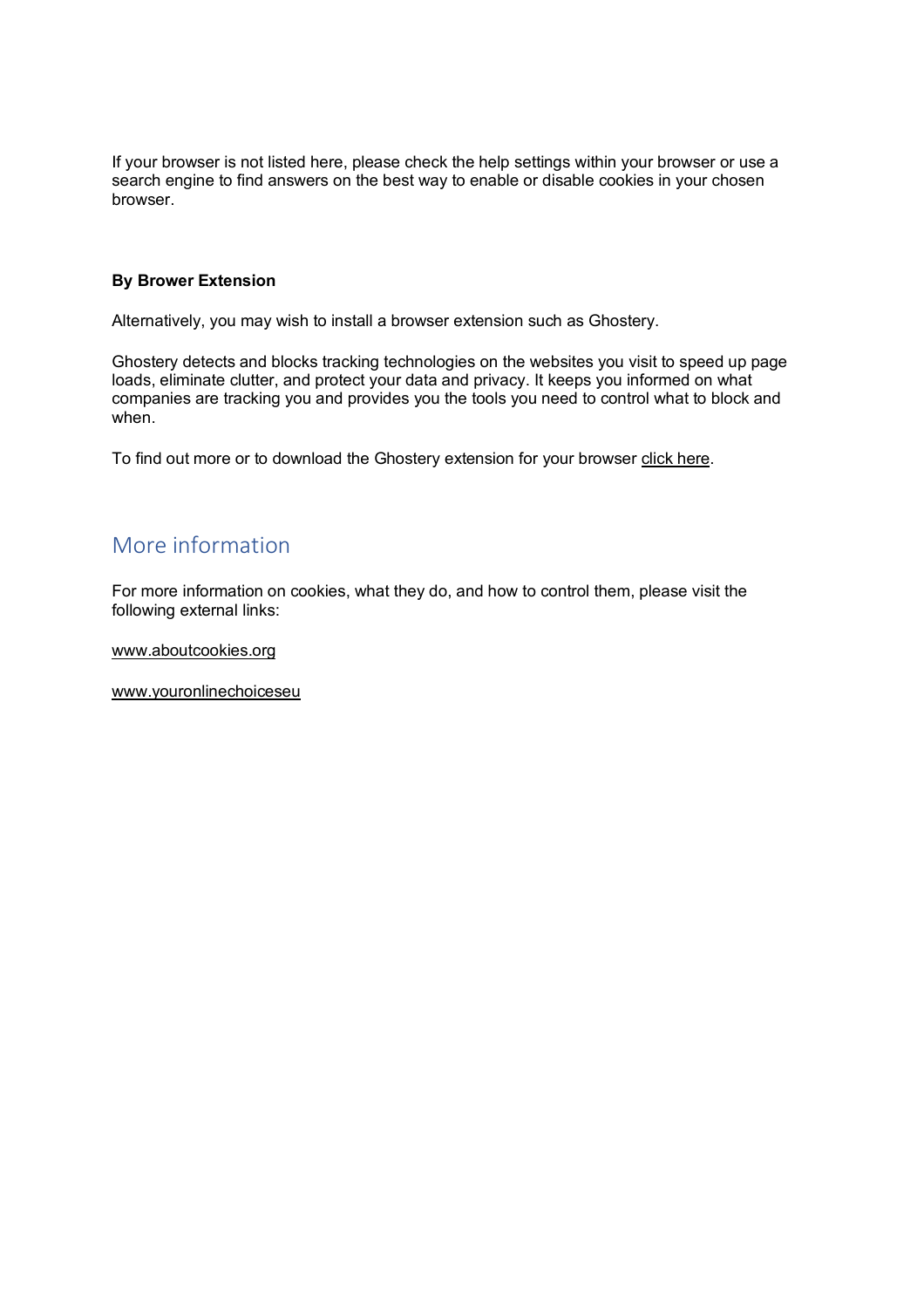If your browser is not listed here, please check the help settings within your browser or use a search engine to find answers on the best way to enable or disable cookies in your chosen browser.

**By Brower Extension**

Alternatively, you may wish to install a browser extension such as Ghostery.

Ghostery detects and blocks tracking technologies on the websites you visit to speed up page loads, eliminate clutter, and protect your data and privacy. It keeps you informed on what companies are tracking you and provides you the tools you need to control what to block and when.

To find out more or to download the Ghostery extension for your browser click here.

## More information

For more information on cookies, what they do, and how to control them, please visit the following external links:

www.aboutcookies.org

www.youronlinechoiceseu